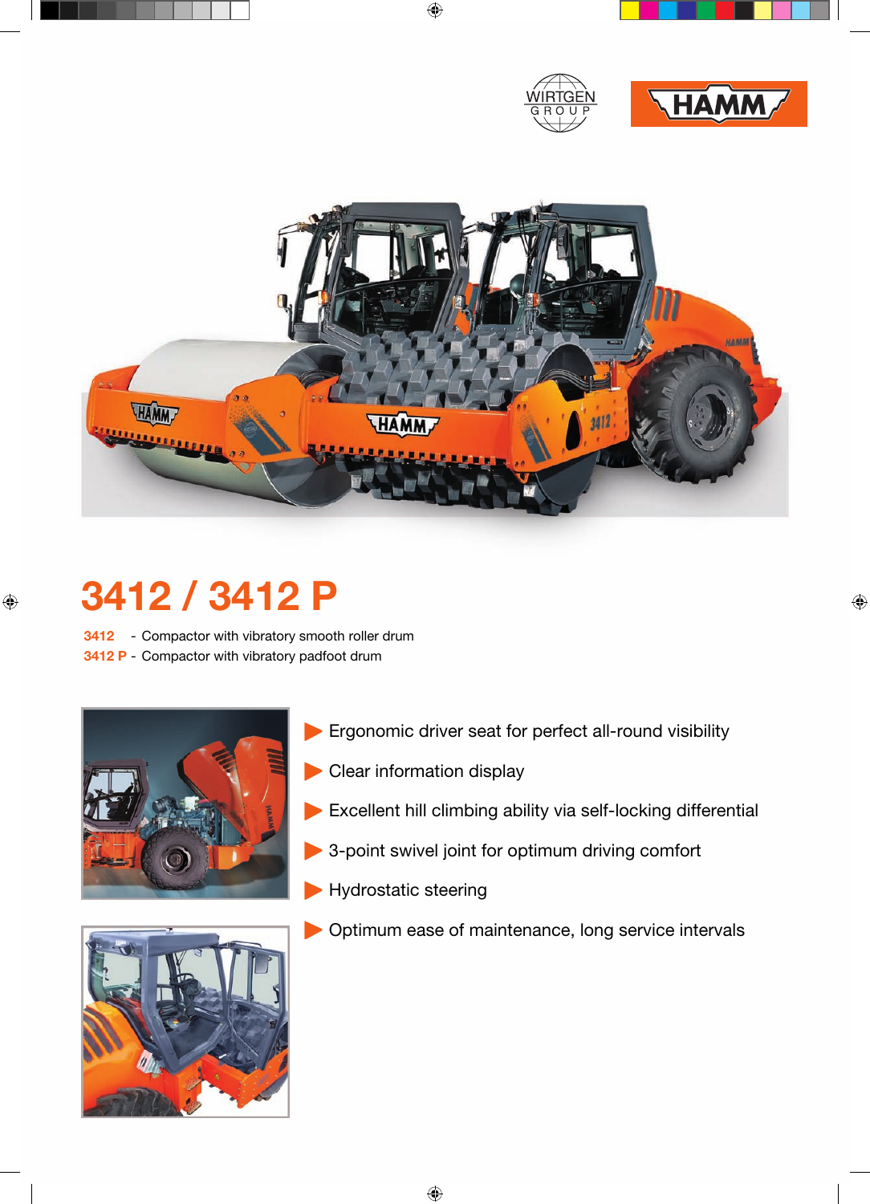# 3412 / 3412 P

**3412** - Compactor with vibratory smooth roller drum
**3412 P** - Compactor with vibratory padfoot drum

- Ergonomic driver seat for perfect all-round visibility
- Clear information display
- Excellent hill climbing ability via self-locking differential
- 3-point swivel joint for optimum driving comfort
- Hydrostatic steering
- Optimum ease of maintenance, long service intervals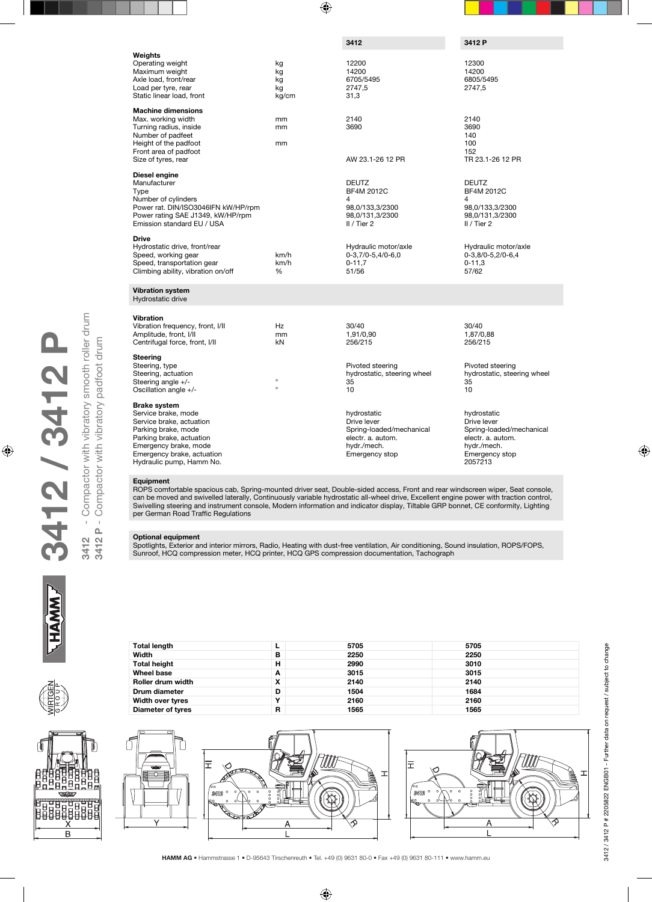# 3412 / 3412 P

3412 - Compactor with vibratory smooth roller drum
3412 P - Compactor with vibratory padfoot drum

| | | 3412 | 3412 P |
|---|---|---|---|
| **Weights** | | | |
| Operating weight | kg | 12200 | 12300 |
| Maximum weight | kg | 14200 | 14200 |
| Axle load, front/rear | kg | 6705/5495 | 6805/5495 |
| Load per tyre, rear | kg | 2747,5 | 2747,5 |
| Static linear load, front | kg/cm | 31,3 | |
| **Machine dimensions** | | | |
| Max. working width | mm | 2140 | 2140 |
| Turning radius, inside | mm | 3690 | 3690 |
| Number of padfeet | | | 140 |
| Height of the padfoot | mm | | 100 |
| Front area of padfoot | | | 152 |
| Size of tyres, rear | | AW 23.1-26 12 PR | TR 23.1-26 12 PR |
| **Diesel engine** | | | |
| Manufacturer | | DEUTZ | DEUTZ |
| Type | | BF4M 2012C | BF4M 2012C |
| Number of cylinders | | 4 | 4 |
| Power rat. DIN/ISO3046IFN kW/HP/rpm | | 98,0/133,3/2300 | 98,0/133,3/2300 |
| Power rating SAE J1349, kW/HP/rpm | | 98,0/131,3/2300 | 98,0/131,3/2300 |
| Emission standard EU / USA | | II / Tier 2 | II / Tier 2 |
| **Drive** | | | |
| Hydrostatic drive, front/rear | | Hydraulic motor/axle | Hydraulic motor/axle |
| Speed, working gear | km/h | 0-3,7/0-5,4/0-6,0 | 0-3,8/0-5,2/0-6,4 |
| Speed, transportation gear | km/h | 0-11,7 | 0-11,3 |
| Climbing ability, vibration on/off | % | 51/56 | 57/62 |
| **Vibration system** | | | |
| Hydrostatic drive | | | |
| **Vibration** | | | |
| Vibration frequency, front, I/II | Hz | 30/40 | 30/40 |
| Amplitude, front, I/II | mm | 1,91/0,90 | 1,87/0,88 |
| Centrifugal force, front, I/II | kN | 256/215 | 256/215 |
| **Steering** | | | |
| Steering, type | | Pivoted steering | Pivoted steering |
| Steering, actuation | | hydrostatic, steering wheel | hydrostatic, steering wheel |
| Steering angle +/- | ° | 35 | 35 |
| Oscillation angle +/- | ° | 10 | 10 |
| **Brake system** | | | |
| Service brake, mode | | hydrostatic | hydrostatic |
| Service brake, actuation | | Drive lever | Drive lever |
| Parking brake, mode | | Spring-loaded/mechanical | Spring-loaded/mechanical |
| Parking brake, actuation | | electr. a. autom. | electr. a. autom. |
| Emergency brake, mode | | hydr./mech. | hydr./mech. |
| Emergency brake, actuation | | Emergency stop | Emergency stop |
| Hydraulic pump, Hamm No. | | | 2057213 |

**Equipment**
ROPS comfortable spacious cab, Spring-mounted driver seat, Double-sided access, Front and rear windscreen wiper, Seat console, can be moved and swivelled laterally, Continuously variable hydrostatic all-wheel drive, Excellent engine power with traction control, Swivelling steering and instrument console, Modern information and indicator display, Tiltable GRP bonnet, CE conformity, Lighting per German Road Traffic Regulations

**Optional equipment**
Spotlights, Exterior and interior mirrors, Radio, Heating with dust-free ventilation, Air conditioning, Sound insulation, ROPS/FOPS, Sunroof, HCQ compression meter, HCQ printer, HCQ GPS compression documentation, Tachograph

| | | 3412 | 3412 P |
|---|---|---|---|
| **Total length** | **L** | 5705 | 5705 |
| **Width** | **B** | 2250 | 2250 |
| **Total height** | **H** | 2990 | 3010 |
| **Wheel base** | **A** | 3015 | 3015 |
| **Roller drum width** | **X** | 2140 | 2140 |
| **Drum diameter** | **D** | 1504 | 1684 |
| **Width over tyres** | **Y** | 2160 | 2160 |
| **Diameter of tyres** | **R** | 1565 | 1565 |

3412 / 3412 P # 2205822 ENGB01 - Further data on request / subject to change

**HAMM AG** • Hammstrasse 1 • D-95643 Tirschenreuth • Tel. +49 (0) 9631 80-0 • Fax +49 (0) 9631 80-111 • www.hamm.eu